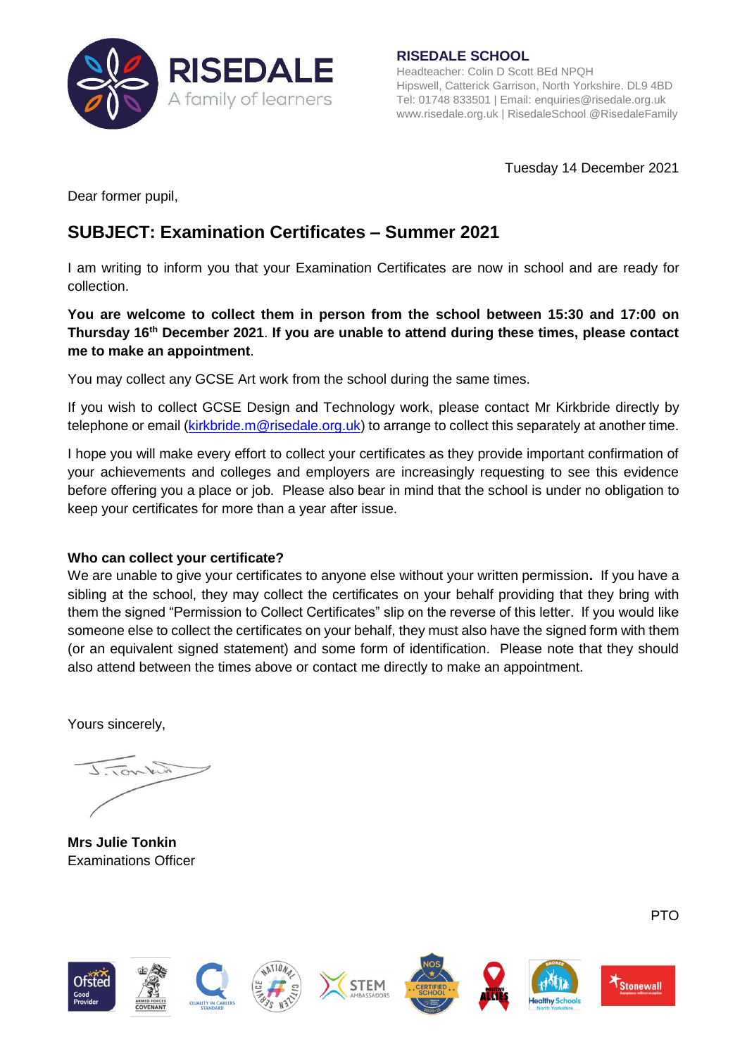RISEDALE
A family of learners

**RISEDALE SCHOOL**
Headteacher: Colin D Scott BEd NPQH
Hipswell, Catterick Garrison, North Yorkshire. DL9 4BD
Tel: 01748 833501 | Email: enquiries@risedale.org.uk
www.risedale.org.uk | RisedaleSchool @RisedaleFamily

Tuesday 14 December 2021

Dear former pupil,

## SUBJECT: Examination Certificates – Summer 2021

I am writing to inform you that your Examination Certificates are now in school and are ready for collection.

**You are welcome to collect them in person from the school between 15:30 and 17:00 on Thursday 16th December 2021**. **If you are unable to attend during these times, please contact me to make an appointment**.

You may collect any GCSE Art work from the school during the same times.

If you wish to collect GCSE Design and Technology work, please contact Mr Kirkbride directly by telephone or email (kirkbride.m@risedale.org.uk) to arrange to collect this separately at another time.

I hope you will make every effort to collect your certificates as they provide important confirmation of your achievements and colleges and employers are increasingly requesting to see this evidence before offering you a place or job. Please also bear in mind that the school is under no obligation to keep your certificates for more than a year after issue.

**Who can collect your certificate?**
We are unable to give your certificates to anyone else without your written permission**.** If you have a sibling at the school, they may collect the certificates on your behalf providing that they bring with them the signed "Permission to Collect Certificates" slip on the reverse of this letter. If you would like someone else to collect the certificates on your behalf, they must also have the signed form with them (or an equivalent signed statement) and some form of identification. Please note that they should also attend between the times above or contact me directly to make an appointment.

Yours sincerely,

**Mrs Julie Tonkin**
Examinations Officer

PTO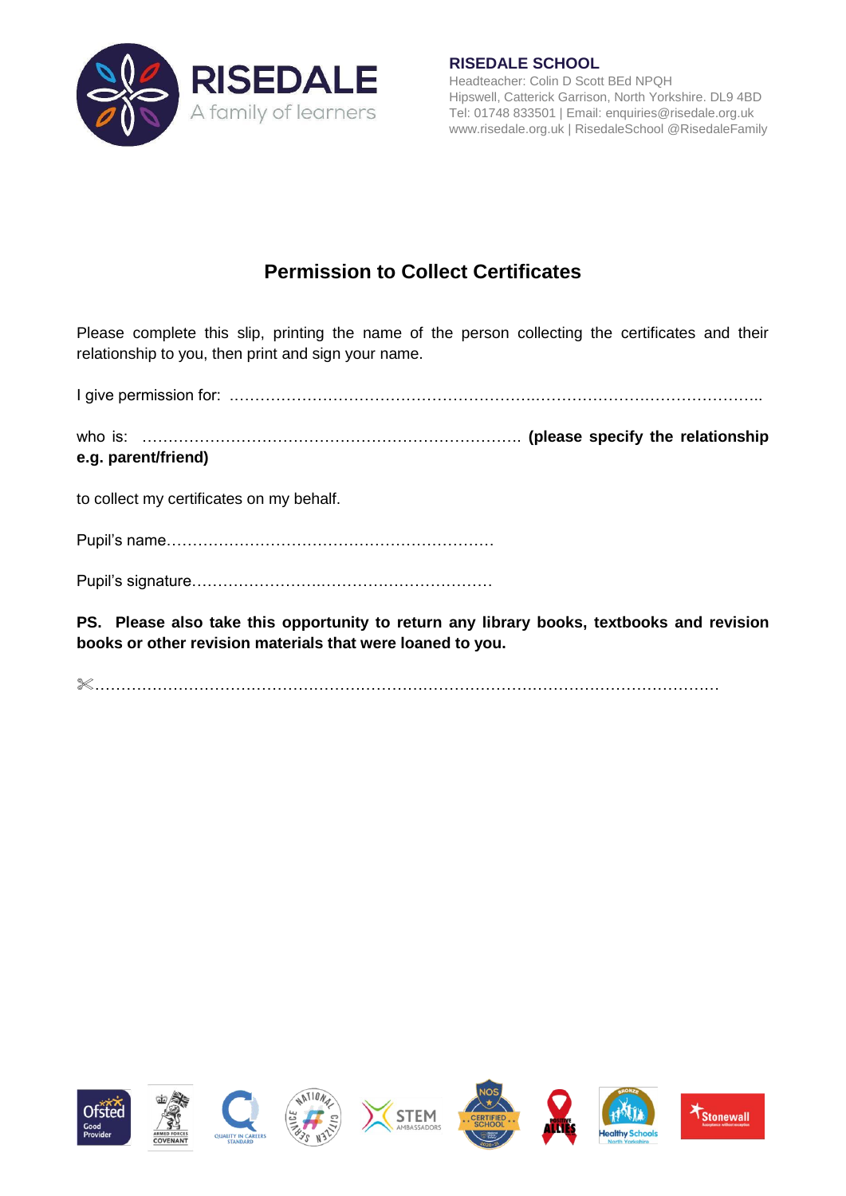RISEDALE
A family of learners

**RISEDALE SCHOOL**
Headteacher: Colin D Scott BEd NPQH
Hipswell, Catterick Garrison, North Yorkshire. DL9 4BD
Tel: 01748 833501 | Email: enquiries@risedale.org.uk
www.risedale.org.uk | RisedaleSchool @RisedaleFamily

# Permission to Collect Certificates

Please complete this slip, printing the name of the person collecting the certificates and their relationship to you, then print and sign your name.

I give permission for: ……………………………………………………..……………………….……………..

who is: ………………………………………………………………. **(please specify the relationship e.g. parent/friend)**

to collect my certificates on my behalf.

Pupil's name………………………………………………………

Pupil's signature…………………….………….………………

**PS. Please also take this opportunity to return any library books, textbooks and revision books or other revision materials that were loaned to you.**

✂…………………………………………….………………………………….……………………